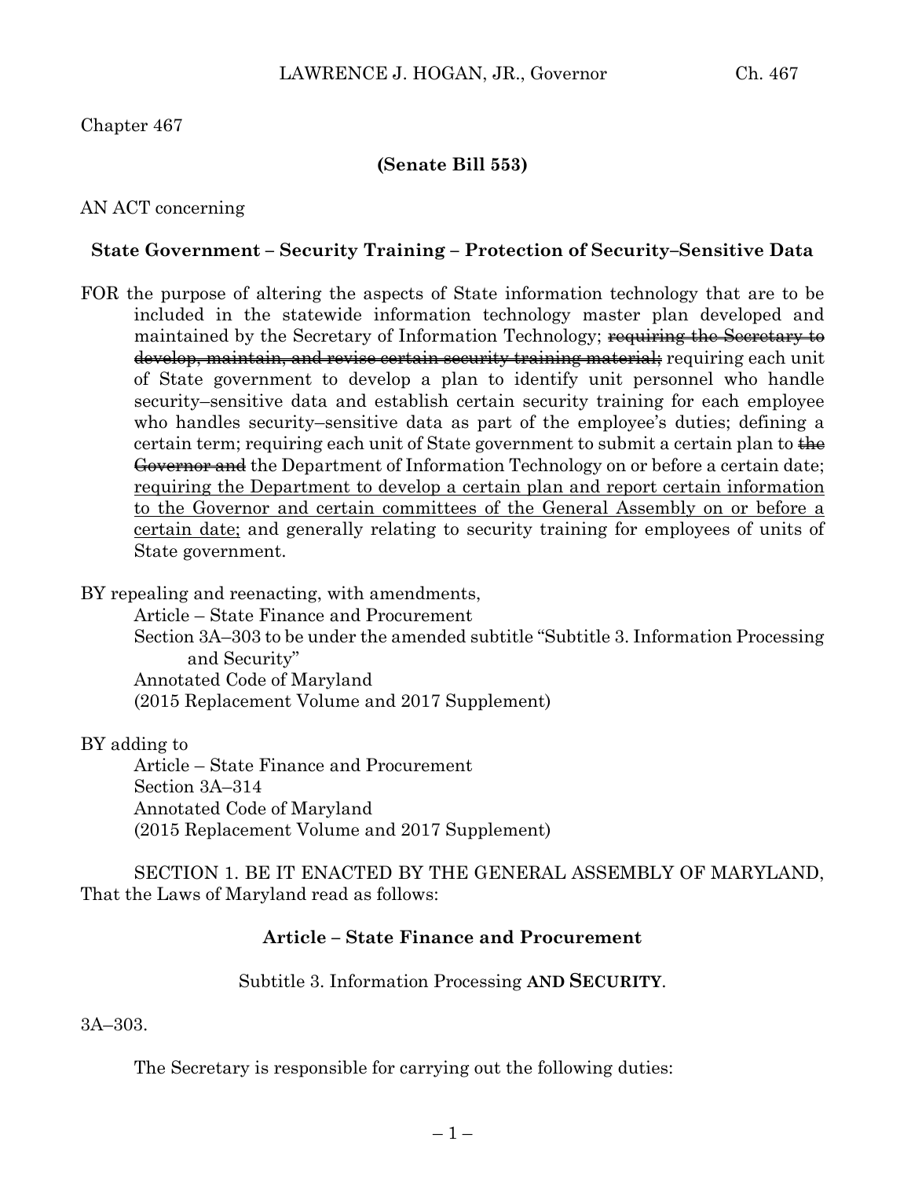Chapter 467

**(Senate Bill 553)**

AN ACT concerning

**State Government – Security Training – Protection of Security–Sensitive Data**

FOR the purpose of altering the aspects of State information technology that are to be included in the statewide information technology master plan developed and maintained by the Secretary of Information Technology; ~~requiring the Secretary to develop, maintain, and revise certain security training material;~~ requiring each unit of State government to develop a plan to identify unit personnel who handle security–sensitive data and establish certain security training for each employee who handles security–sensitive data as part of the employee's duties; defining a certain term; requiring each unit of State government to submit a certain plan to ~~the Governor and~~ the Department of Information Technology on or before a certain date; <u>requiring the Department to develop a certain plan and report certain information to the Governor and certain committees of the General Assembly on or before a certain date;</u> and generally relating to security training for employees of units of State government.

BY repealing and reenacting, with amendments,
Article – State Finance and Procurement
Section 3A–303 to be under the amended subtitle "Subtitle 3. Information Processing and Security"
Annotated Code of Maryland
(2015 Replacement Volume and 2017 Supplement)

BY adding to
Article – State Finance and Procurement
Section 3A–314
Annotated Code of Maryland
(2015 Replacement Volume and 2017 Supplement)

SECTION 1. BE IT ENACTED BY THE GENERAL ASSEMBLY OF MARYLAND, That the Laws of Maryland read as follows:

**Article – State Finance and Procurement**

Subtitle 3. Information Processing **AND SECURITY**.

3A–303.

The Secretary is responsible for carrying out the following duties: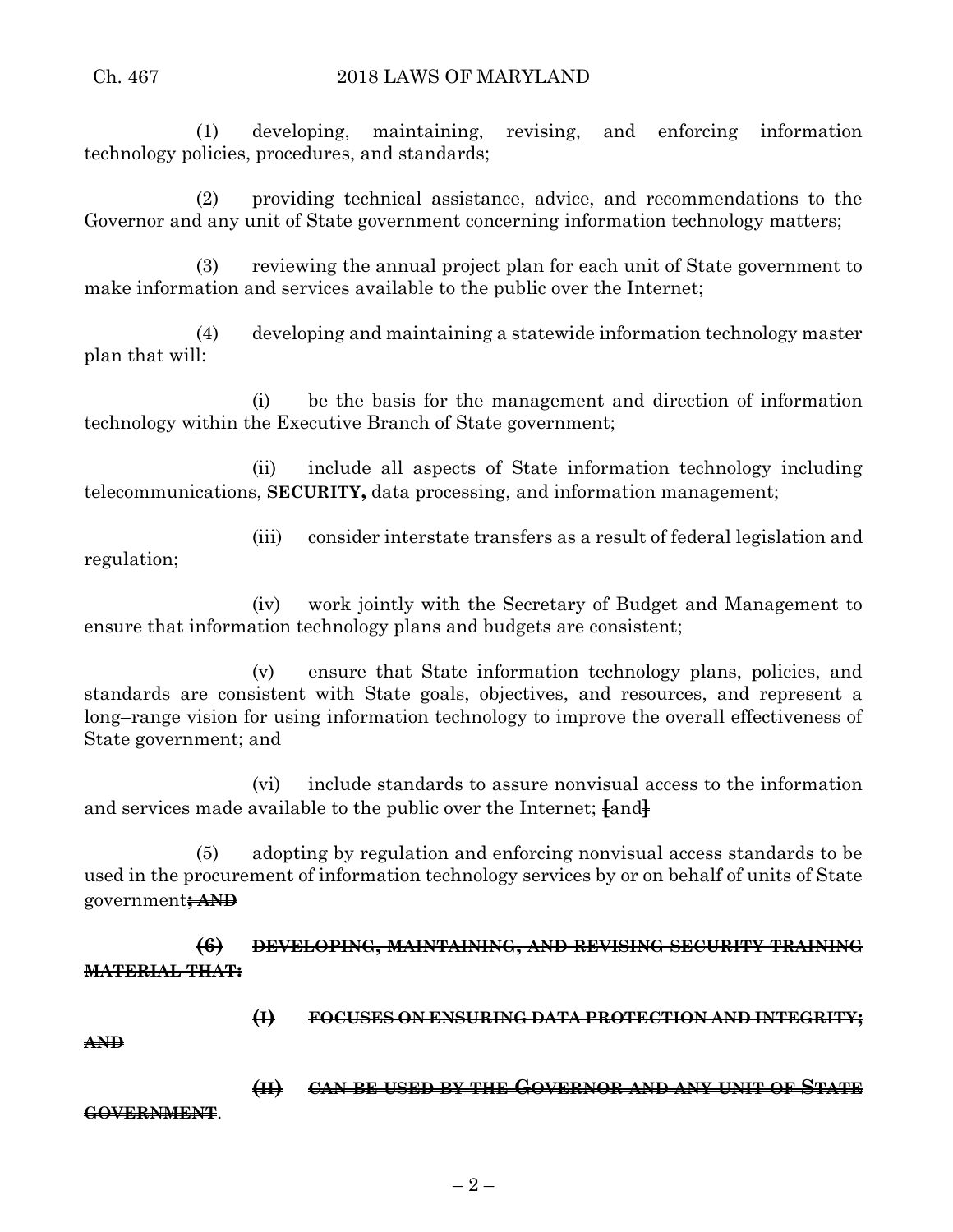(1) developing, maintaining, revising, and enforcing information technology policies, procedures, and standards;

(2) providing technical assistance, advice, and recommendations to the Governor and any unit of State government concerning information technology matters;

(3) reviewing the annual project plan for each unit of State government to make information and services available to the public over the Internet;

(4) developing and maintaining a statewide information technology master plan that will:

(i) be the basis for the management and direction of information technology within the Executive Branch of State government;

(ii) include all aspects of State information technology including telecommunications, **SECURITY,** data processing, and information management;

(iii) consider interstate transfers as a result of federal legislation and regulation;

(iv) work jointly with the Secretary of Budget and Management to ensure that information technology plans and budgets are consistent;

(v) ensure that State information technology plans, policies, and standards are consistent with State goals, objectives, and resources, and represent a long–range vision for using information technology to improve the overall effectiveness of State government; and

(vi) include standards to assure nonvisual access to the information and services made available to the public over the Internet; **[**and**]**

(5) adopting by regulation and enforcing nonvisual access standards to be used in the procurement of information technology services by or on behalf of units of State government~~**; AND**~~

~~**(6) DEVELOPING, MAINTAINING, AND REVISING SECURITY TRAINING MATERIAL THAT:**~~

~~**(I) FOCUSES ON ENSURING DATA PROTECTION AND INTEGRITY; AND**~~

~~**(II) CAN BE USED BY THE GOVERNOR AND ANY UNIT OF STATE GOVERNMENT**~~.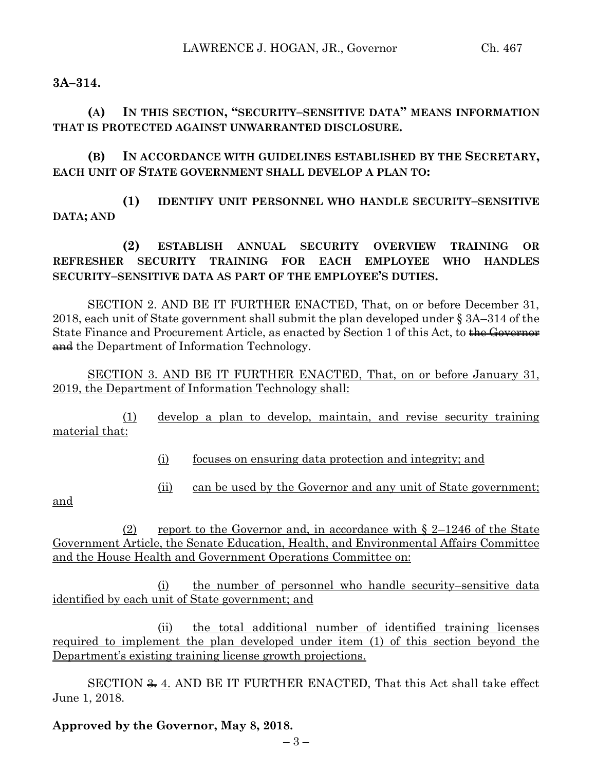**3A–314.**

**(A) IN THIS SECTION, "SECURITY–SENSITIVE DATA" MEANS INFORMATION THAT IS PROTECTED AGAINST UNWARRANTED DISCLOSURE.**

**(B) IN ACCORDANCE WITH GUIDELINES ESTABLISHED BY THE SECRETARY, EACH UNIT OF STATE GOVERNMENT SHALL DEVELOP A PLAN TO:**

**(1) IDENTIFY UNIT PERSONNEL WHO HANDLE SECURITY–SENSITIVE DATA; AND**

**(2) ESTABLISH ANNUAL SECURITY OVERVIEW TRAINING OR REFRESHER SECURITY TRAINING FOR EACH EMPLOYEE WHO HANDLES SECURITY–SENSITIVE DATA AS PART OF THE EMPLOYEE'S DUTIES.**

SECTION 2. AND BE IT FURTHER ENACTED, That, on or before December 31, 2018, each unit of State government shall submit the plan developed under § 3A–314 of the State Finance and Procurement Article, as enacted by Section 1 of this Act, to ~~the Governor and~~ the Department of Information Technology.

SECTION 3. AND BE IT FURTHER ENACTED, That, on or before January 31, 2019, the Department of Information Technology shall:

(1) develop a plan to develop, maintain, and revise security training material that:

(i) focuses on ensuring data protection and integrity; and

(ii) can be used by the Governor and any unit of State government; and

(2) report to the Governor and, in accordance with § 2–1246 of the State Government Article, the Senate Education, Health, and Environmental Affairs Committee and the House Health and Government Operations Committee on:

(i) the number of personnel who handle security–sensitive data identified by each unit of State government; and

(ii) the total additional number of identified training licenses required to implement the plan developed under item (1) of this section beyond the Department's existing training license growth projections.

SECTION ~~3.~~ 4. AND BE IT FURTHER ENACTED, That this Act shall take effect June 1, 2018.

**Approved by the Governor, May 8, 2018.**